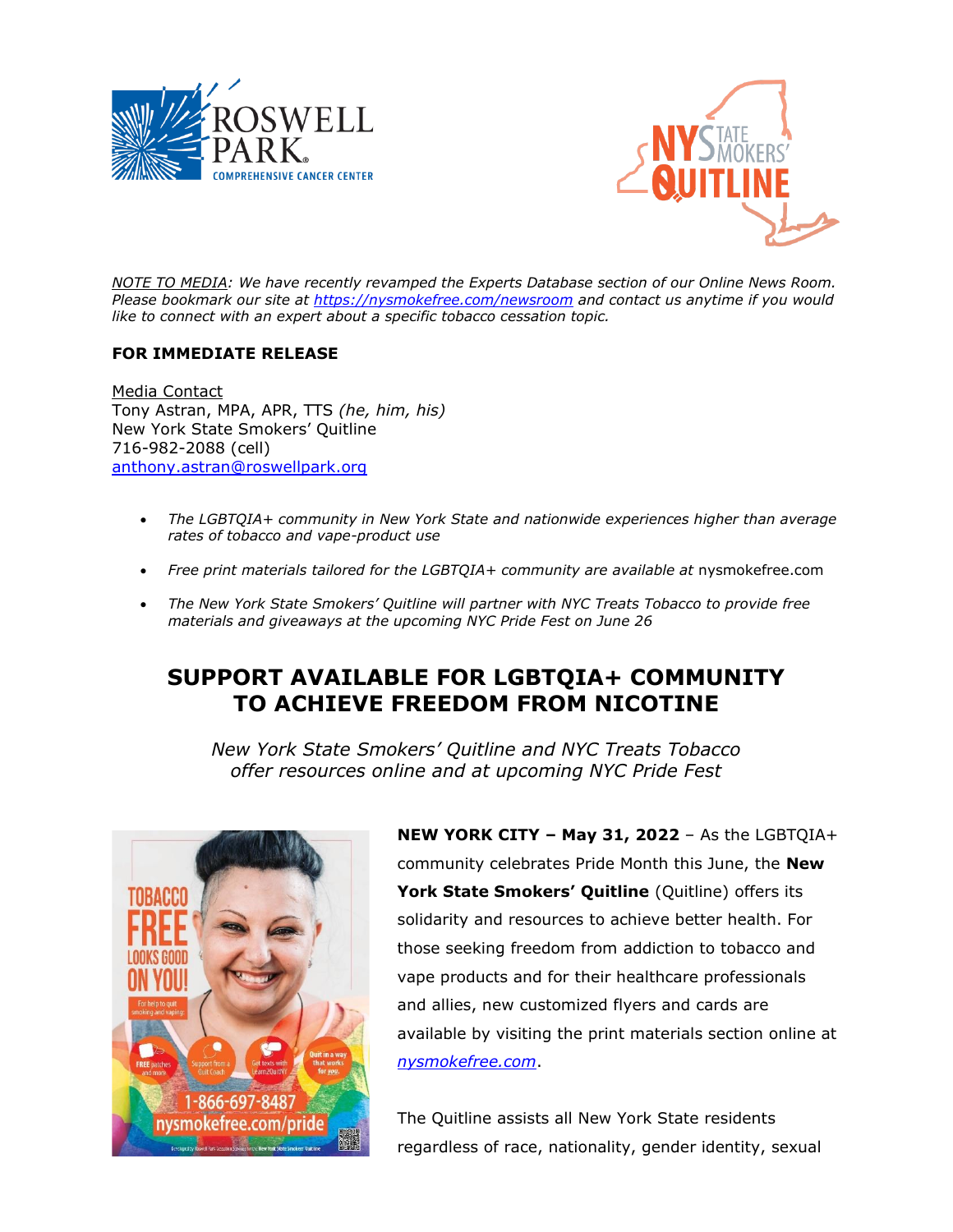*NOTE TO MEDIA: We have recently revamped the Experts Database section of our Online News Room. Please bookmark our site at https://nysmokefree.com/newsroom and contact us anytime if you would like to connect with an expert about a specific tobacco cessation topic.*

**FOR IMMEDIATE RELEASE**

Media Contact
Tony Astran, MPA, APR, TTS *(he, him, his)*
New York State Smokers' Quitline
716-982-2088 (cell)
anthony.astran@roswellpark.org

- *The LGBTQIA+ community in New York State and nationwide experiences higher than average rates of tobacco and vape-product use*
- *Free print materials tailored for the LGBTQIA+ community are available at* nysmokefree.com
- *The New York State Smokers' Quitline will partner with NYC Treats Tobacco to provide free materials and giveaways at the upcoming NYC Pride Fest on June 26*

# SUPPORT AVAILABLE FOR LGBTQIA+ COMMUNITY TO ACHIEVE FREEDOM FROM NICOTINE

*New York State Smokers' Quitline and NYC Treats Tobacco offer resources online and at upcoming NYC Pride Fest*

**NEW YORK CITY – May 31, 2022** – As the LGBTQIA+ community celebrates Pride Month this June, the **New York State Smokers' Quitline** (Quitline) offers its solidarity and resources to achieve better health. For those seeking freedom from addiction to tobacco and vape products and for their healthcare professionals and allies, new customized flyers and cards are available by visiting the print materials section online at *nysmokefree.com*.

The Quitline assists all New York State residents regardless of race, nationality, gender identity, sexual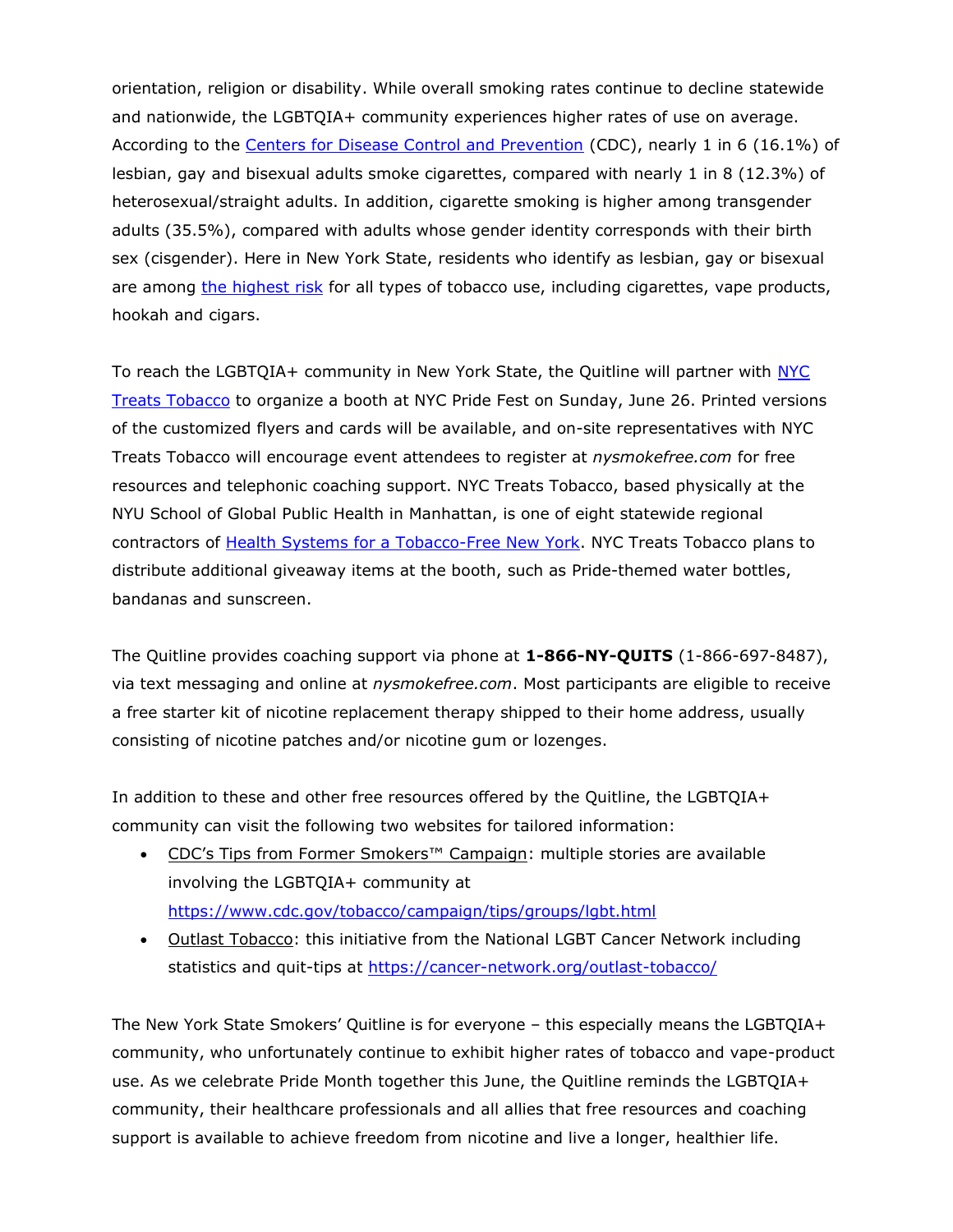orientation, religion or disability. While overall smoking rates continue to decline statewide and nationwide, the LGBTQIA+ community experiences higher rates of use on average. According to the [Centers for Disease Control and Prevention](https://www.cdc.gov) (CDC), nearly 1 in 6 (16.1%) of lesbian, gay and bisexual adults smoke cigarettes, compared with nearly 1 in 8 (12.3%) of heterosexual/straight adults. In addition, cigarette smoking is higher among transgender adults (35.5%), compared with adults whose gender identity corresponds with their birth sex (cisgender). Here in New York State, residents who identify as lesbian, gay or bisexual are among the highest risk for all types of tobacco use, including cigarettes, vape products, hookah and cigars.

To reach the LGBTQIA+ community in New York State, the Quitline will partner with NYC Treats Tobacco to organize a booth at NYC Pride Fest on Sunday, June 26. Printed versions of the customized flyers and cards will be available, and on-site representatives with NYC Treats Tobacco will encourage event attendees to register at *nysmokefree.com* for free resources and telephonic coaching support. NYC Treats Tobacco, based physically at the NYU School of Global Public Health in Manhattan, is one of eight statewide regional contractors of Health Systems for a Tobacco-Free New York. NYC Treats Tobacco plans to distribute additional giveaway items at the booth, such as Pride-themed water bottles, bandanas and sunscreen.

The Quitline provides coaching support via phone at **1-866-NY-QUITS** (1-866-697-8487), via text messaging and online at *nysmokefree.com*. Most participants are eligible to receive a free starter kit of nicotine replacement therapy shipped to their home address, usually consisting of nicotine patches and/or nicotine gum or lozenges.

In addition to these and other free resources offered by the Quitline, the LGBTQIA+ community can visit the following two websites for tailored information:

- CDC's Tips from Former Smokers™ Campaign: multiple stories are available involving the LGBTQIA+ community at https://www.cdc.gov/tobacco/campaign/tips/groups/lgbt.html
- Outlast Tobacco: this initiative from the National LGBT Cancer Network including statistics and quit-tips at https://cancer-network.org/outlast-tobacco/

The New York State Smokers' Quitline is for everyone – this especially means the LGBTQIA+ community, who unfortunately continue to exhibit higher rates of tobacco and vape-product use. As we celebrate Pride Month together this June, the Quitline reminds the LGBTQIA+ community, their healthcare professionals and all allies that free resources and coaching support is available to achieve freedom from nicotine and live a longer, healthier life.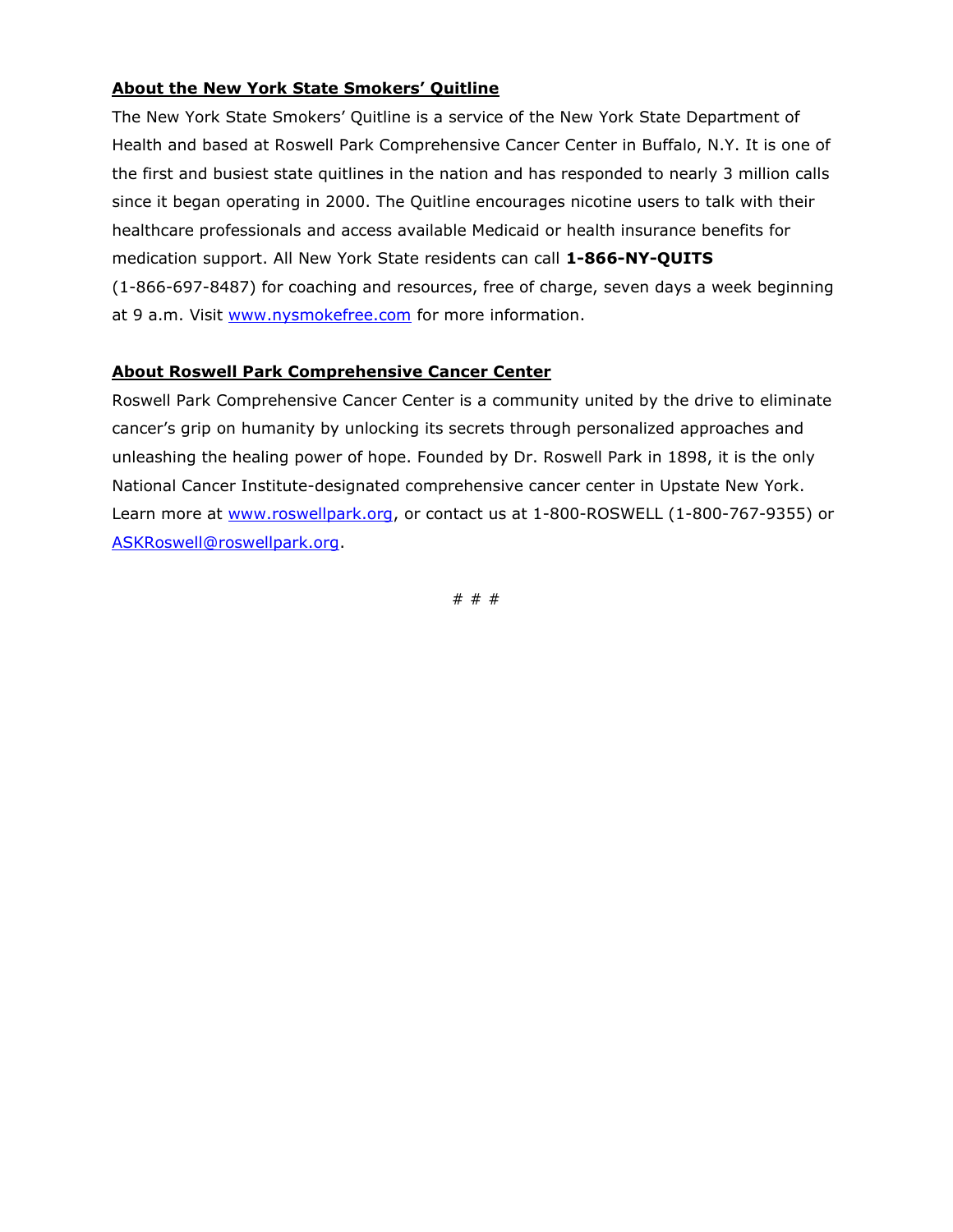**About the New York State Smokers' Quitline**

The New York State Smokers' Quitline is a service of the New York State Department of Health and based at Roswell Park Comprehensive Cancer Center in Buffalo, N.Y. It is one of the first and busiest state quitlines in the nation and has responded to nearly 3 million calls since it began operating in 2000. The Quitline encourages nicotine users to talk with their healthcare professionals and access available Medicaid or health insurance benefits for medication support. All New York State residents can call **1-866-NY-QUITS** (1-866-697-8487) for coaching and resources, free of charge, seven days a week beginning at 9 a.m. Visit www.nysmokefree.com for more information.

**About Roswell Park Comprehensive Cancer Center**

Roswell Park Comprehensive Cancer Center is a community united by the drive to eliminate cancer's grip on humanity by unlocking its secrets through personalized approaches and unleashing the healing power of hope. Founded by Dr. Roswell Park in 1898, it is the only National Cancer Institute-designated comprehensive cancer center in Upstate New York. Learn more at www.roswellpark.org, or contact us at 1-800-ROSWELL (1-800-767-9355) or ASKRoswell@roswellpark.org.

# # #